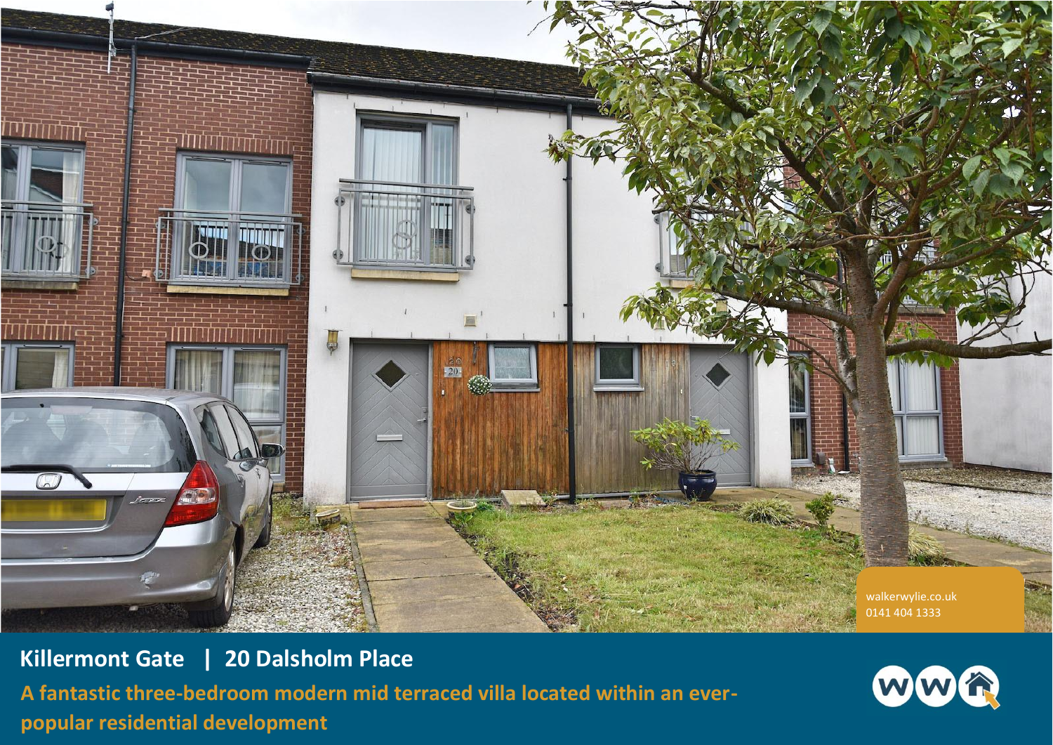walkerwylie.co.uk
0141 404 1333

# Killermont Gate | 20 Dalsholm Place

**A fantastic three-bedroom modern mid terraced villa located within an ever-popular residential development**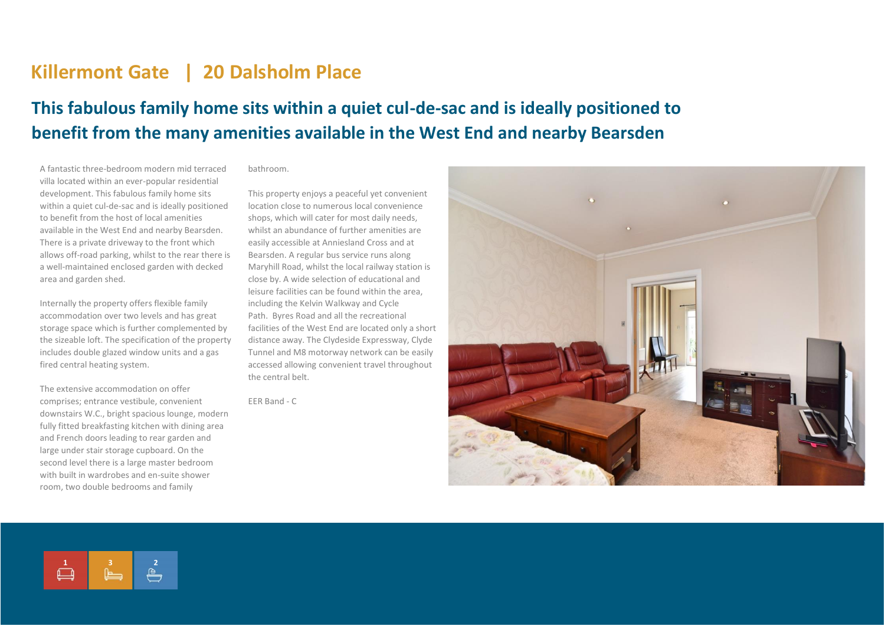# Killermont Gate | 20 Dalsholm Place

## This fabulous family home sits within a quiet cul-de-sac and is ideally positioned to benefit from the many amenities available in the West End and nearby Bearsden

A fantastic three-bedroom modern mid terraced villa located within an ever-popular residential development. This fabulous family home sits within a quiet cul-de-sac and is ideally positioned to benefit from the host of local amenities available in the West End and nearby Bearsden. There is a private driveway to the front which allows off-road parking, whilst to the rear there is a well-maintained enclosed garden with decked area and garden shed.

Internally the property offers flexible family accommodation over two levels and has great storage space which is further complemented by the sizeable loft. The specification of the property includes double glazed window units and a gas fired central heating system.

The extensive accommodation on offer comprises; entrance vestibule, convenient downstairs W.C., bright spacious lounge, modern fully fitted breakfasting kitchen with dining area and French doors leading to rear garden and large under stair storage cupboard. On the second level there is a large master bedroom with built in wardrobes and en-suite shower room, two double bedrooms and family bathroom.

This property enjoys a peaceful yet convenient location close to numerous local convenience shops, which will cater for most daily needs, whilst an abundance of further amenities are easily accessible at Anniesland Cross and at Bearsden. A regular bus service runs along Maryhill Road, whilst the local railway station is close by. A wide selection of educational and leisure facilities can be found within the area, including the Kelvin Walkway and Cycle Path. Byres Road and all the recreational facilities of the West End are located only a short distance away. The Clydeside Expressway, Clyde Tunnel and M8 motorway network can be easily accessed allowing convenient travel throughout the central belt.

EER Band - C

1 3 2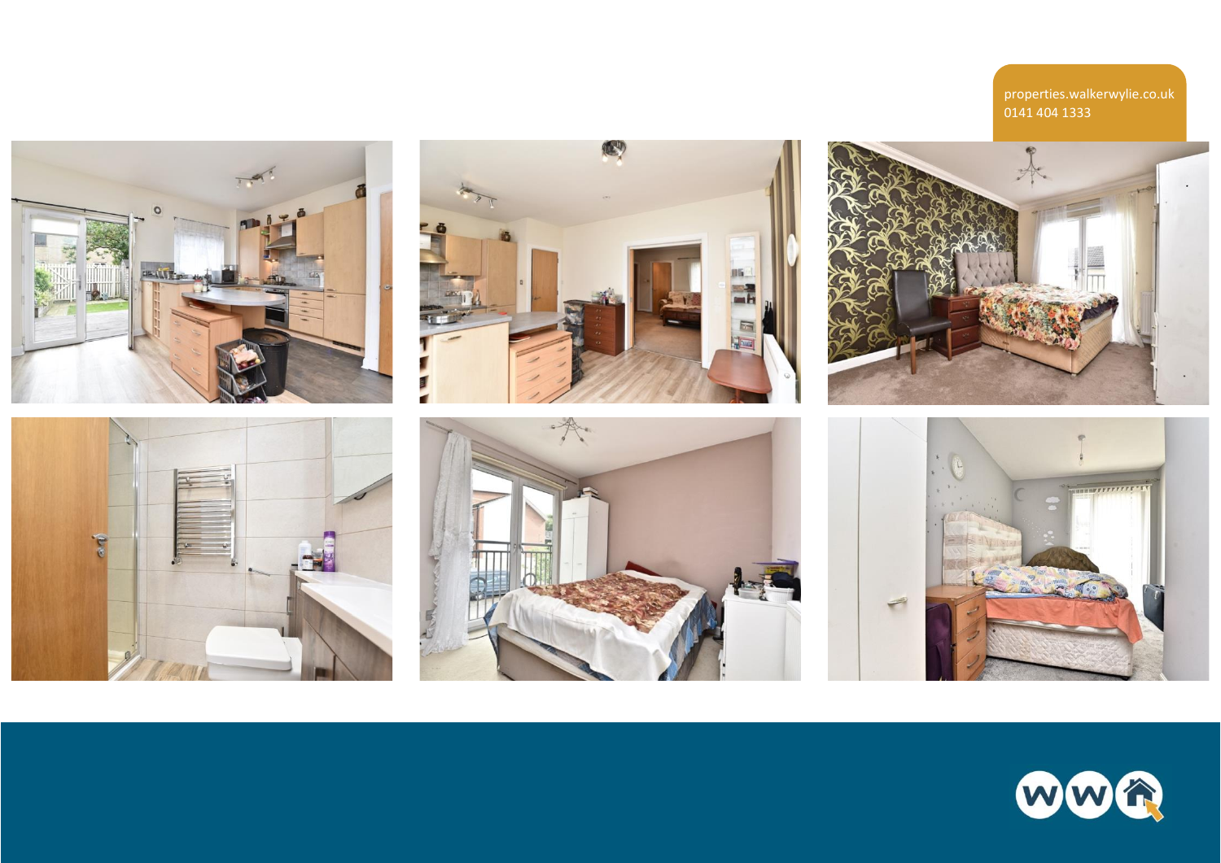properties.walkerwylie.co.uk
0141 404 1333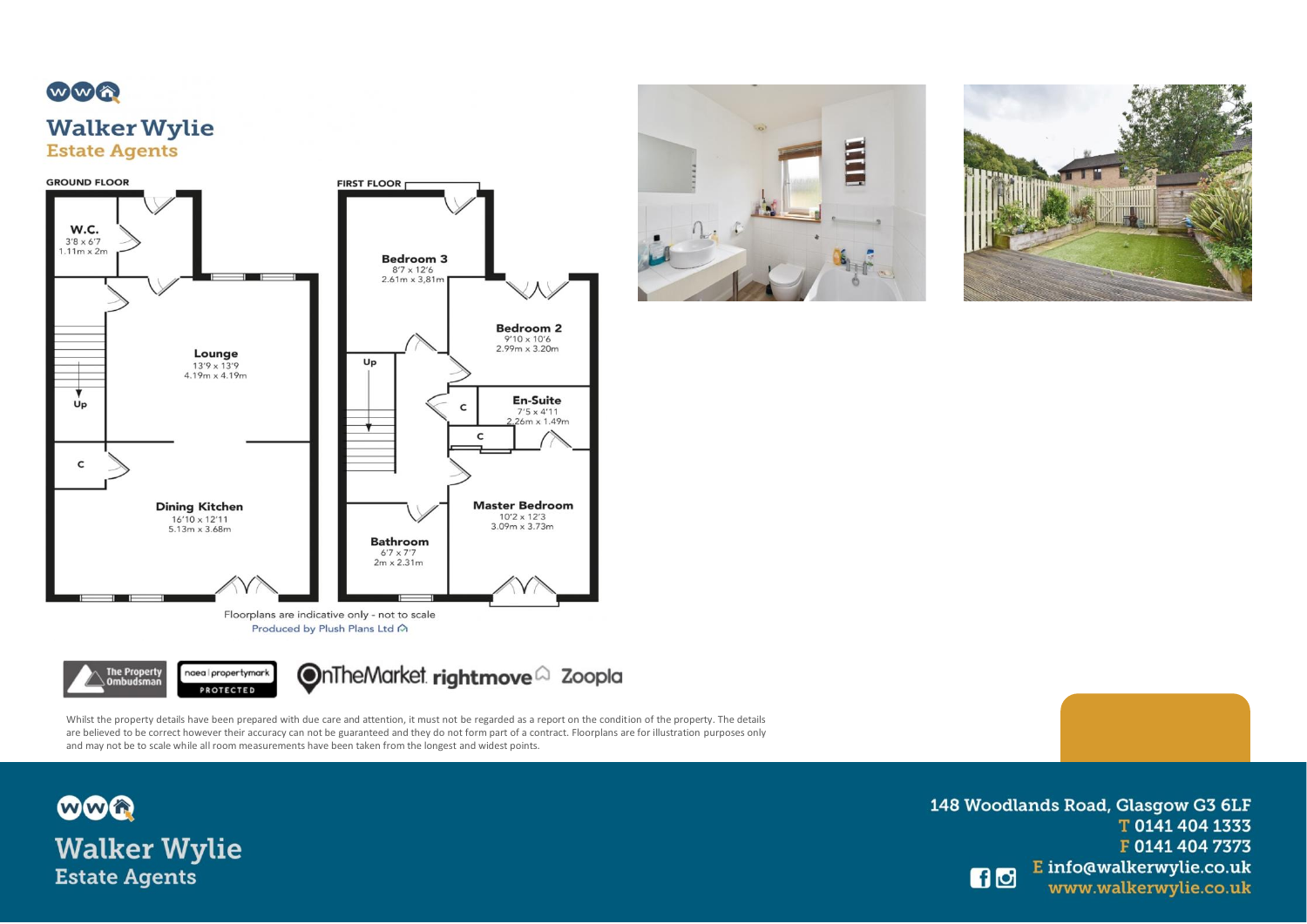# Walker Wylie
Estate Agents

## GROUND FLOOR

W.C.
3'8 x 6'7
1.11m x 2m

Lounge
13'9 x 13'9
4.19m x 4.19m

Dining Kitchen
16'10 x 12'11
5.13m x 3.68m

## FIRST FLOOR

Bedroom 3
8'7 x 12'6
2.61m x 3,81m

Bedroom 2
9'10 x 10'6
2.99m x 3.20m

En-Suite
7'5 x 4'11
2.26m x 1.49m

Master Bedroom
10'2 x 12'3
3.09m x 3.73m

Bathroom
6'7 x 7'7
2m x 2.31m

Floorplans are indicative only - not to scale
Produced by Plush Plans Ltd

The Property Ombudsman | naea | propertymark PROTECTED | OnTheMarket | rightmove | Zoopla

Whilst the property details have been prepared with due care and attention, it must not be regarded as a report on the condition of the property. The details are believed to be correct however their accuracy can not be guaranteed and they do not form part of a contract. Floorplans are for illustration purposes only and may not be to scale while all room measurements have been taken from the longest and widest points.

Walker Wylie
Estate Agents

148 Woodlands Road, Glasgow G3 6LF
T 0141 404 1333
F 0141 404 7373
E info@walkerwylie.co.uk
www.walkerwylie.co.uk